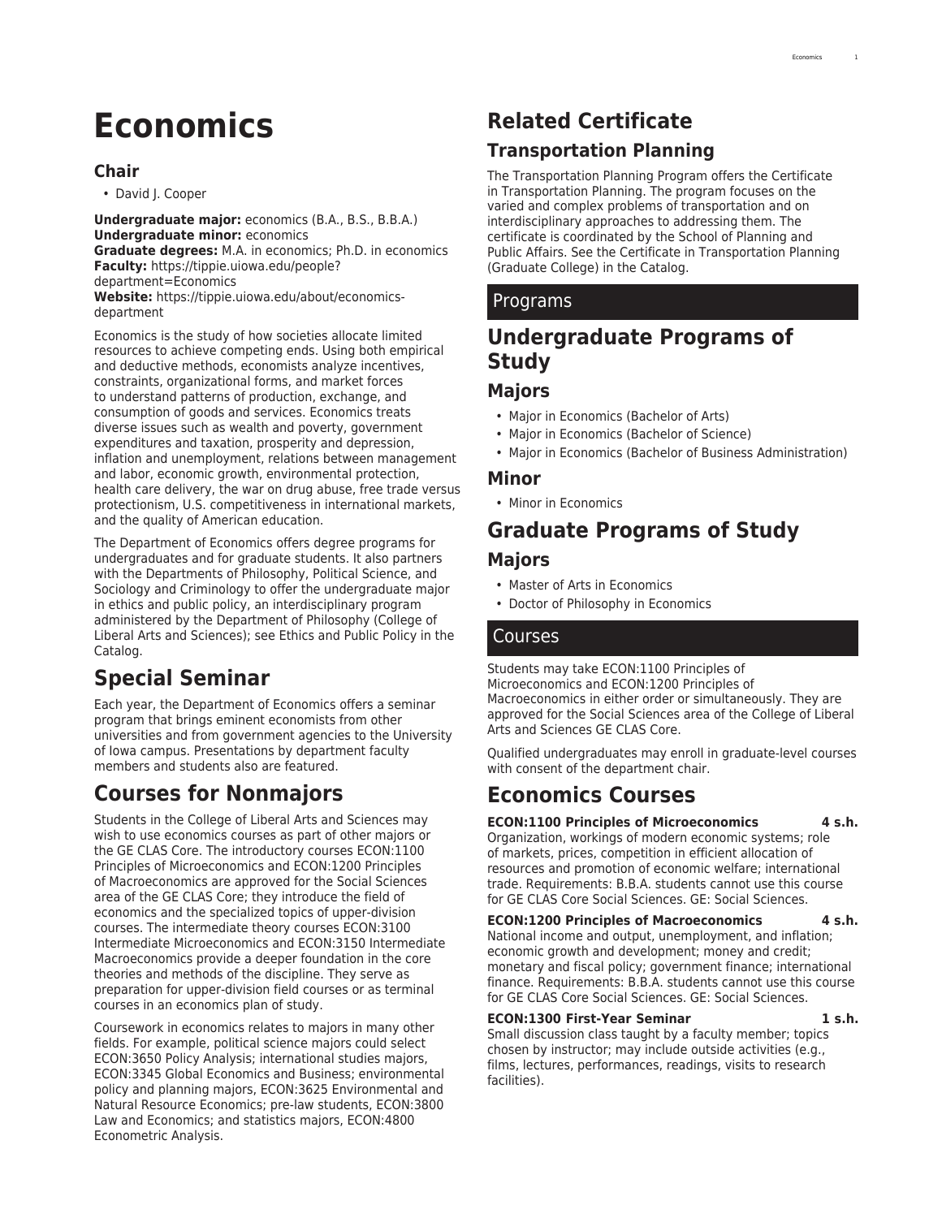# Economics

## Chair

- David J. Cooper

**Undergraduate major:** economics (B.A., B.S., B.B.A.)
**Undergraduate minor:** economics
**Graduate degrees:** M.A. in economics; Ph.D. in economics
**Faculty:** https://tippie.uiowa.edu/people?department=Economics
**Website:** https://tippie.uiowa.edu/about/economics-department

Economics is the study of how societies allocate limited resources to achieve competing ends. Using both empirical and deductive methods, economists analyze incentives, constraints, organizational forms, and market forces to understand patterns of production, exchange, and consumption of goods and services. Economics treats diverse issues such as wealth and poverty, government expenditures and taxation, prosperity and depression, inflation and unemployment, relations between management and labor, economic growth, environmental protection, health care delivery, the war on drug abuse, free trade versus protectionism, U.S. competitiveness in international markets, and the quality of American education.

The Department of Economics offers degree programs for undergraduates and for graduate students. It also partners with the Departments of Philosophy, Political Science, and Sociology and Criminology to offer the undergraduate major in ethics and public policy, an interdisciplinary program administered by the Department of Philosophy (College of Liberal Arts and Sciences); see Ethics and Public Policy in the Catalog.

# Special Seminar

Each year, the Department of Economics offers a seminar program that brings eminent economists from other universities and from government agencies to the University of Iowa campus. Presentations by department faculty members and students also are featured.

# Courses for Nonmajors

Students in the College of Liberal Arts and Sciences may wish to use economics courses as part of other majors or the GE CLAS Core. The introductory courses ECON:1100 Principles of Microeconomics and ECON:1200 Principles of Macroeconomics are approved for the Social Sciences area of the GE CLAS Core; they introduce the field of economics and the specialized topics of upper-division courses. The intermediate theory courses ECON:3100 Intermediate Microeconomics and ECON:3150 Intermediate Macroeconomics provide a deeper foundation in the core theories and methods of the discipline. They serve as preparation for upper-division field courses or as terminal courses in an economics plan of study.

Coursework in economics relates to majors in many other fields. For example, political science majors could select ECON:3650 Policy Analysis; international studies majors, ECON:3345 Global Economics and Business; environmental policy and planning majors, ECON:3625 Environmental and Natural Resource Economics; pre-law students, ECON:3800 Law and Economics; and statistics majors, ECON:4800 Econometric Analysis.

# Related Certificate

## Transportation Planning

The Transportation Planning Program offers the Certificate in Transportation Planning. The program focuses on the varied and complex problems of transportation and on interdisciplinary approaches to addressing them. The certificate is coordinated by the School of Planning and Public Affairs. See the Certificate in Transportation Planning (Graduate College) in the Catalog.

# Programs

# Undergraduate Programs of Study

## Majors

- Major in Economics (Bachelor of Arts)
- Major in Economics (Bachelor of Science)
- Major in Economics (Bachelor of Business Administration)

## Minor

- Minor in Economics

# Graduate Programs of Study

## Majors

- Master of Arts in Economics
- Doctor of Philosophy in Economics

# Courses

Students may take ECON:1100 Principles of Microeconomics and ECON:1200 Principles of Macroeconomics in either order or simultaneously. They are approved for the Social Sciences area of the College of Liberal Arts and Sciences GE CLAS Core.

Qualified undergraduates may enroll in graduate-level courses with consent of the department chair.

# Economics Courses

**ECON:1100 Principles of Microeconomics 4 s.h.**
Organization, workings of modern economic systems; role of markets, prices, competition in efficient allocation of resources and promotion of economic welfare; international trade. Requirements: B.B.A. students cannot use this course for GE CLAS Core Social Sciences. GE: Social Sciences.

**ECON:1200 Principles of Macroeconomics 4 s.h.**
National income and output, unemployment, and inflation; economic growth and development; money and credit; monetary and fiscal policy; government finance; international finance. Requirements: B.B.A. students cannot use this course for GE CLAS Core Social Sciences. GE: Social Sciences.

**ECON:1300 First-Year Seminar 1 s.h.**
Small discussion class taught by a faculty member; topics chosen by instructor; may include outside activities (e.g., films, lectures, performances, readings, visits to research facilities).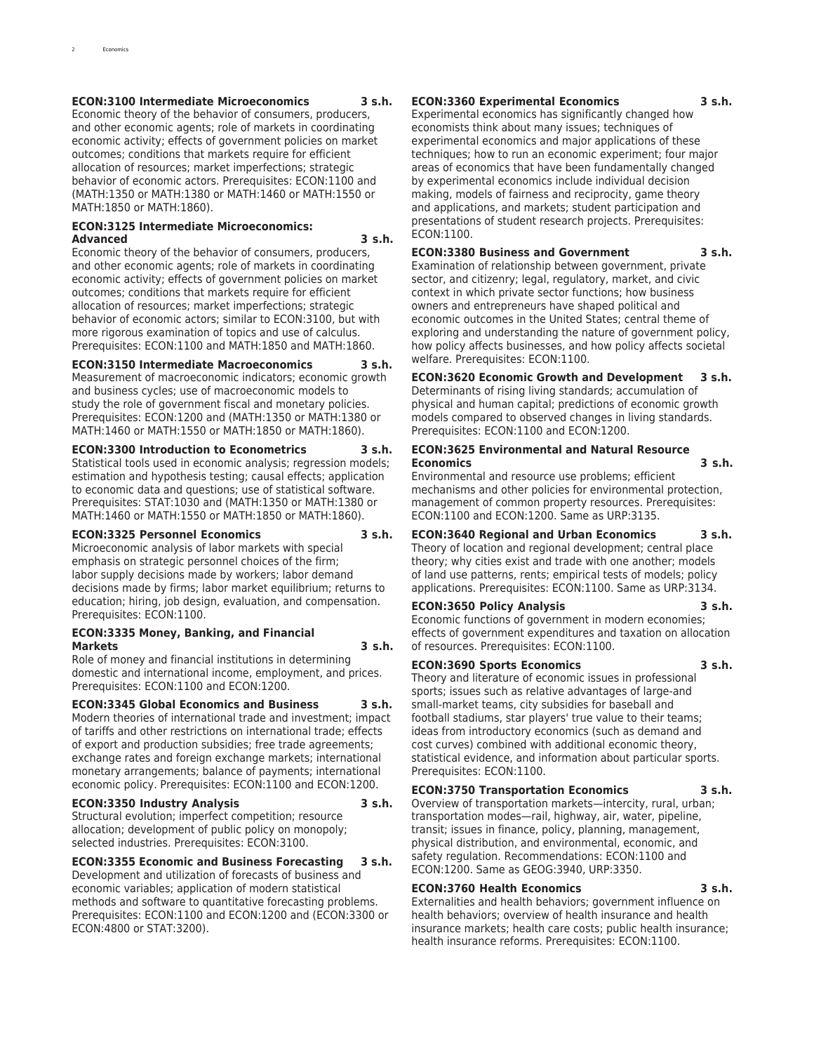**ECON:3100 Intermediate Microeconomics 3 s.h.**
Economic theory of the behavior of consumers, producers, and other economic agents; role of markets in coordinating economic activity; effects of government policies on market outcomes; conditions that markets require for efficient allocation of resources; market imperfections; strategic behavior of economic actors. Prerequisites: ECON:1100 and (MATH:1350 or MATH:1380 or MATH:1460 or MATH:1550 or MATH:1850 or MATH:1860).

**ECON:3125 Intermediate Microeconomics: Advanced 3 s.h.**
Economic theory of the behavior of consumers, producers, and other economic agents; role of markets in coordinating economic activity; effects of government policies on market outcomes; conditions that markets require for efficient allocation of resources; market imperfections; strategic behavior of economic actors; similar to ECON:3100, but with more rigorous examination of topics and use of calculus. Prerequisites: ECON:1100 and MATH:1850 and MATH:1860.

**ECON:3150 Intermediate Macroeconomics 3 s.h.**
Measurement of macroeconomic indicators; economic growth and business cycles; use of macroeconomic models to study the role of government fiscal and monetary policies. Prerequisites: ECON:1200 and (MATH:1350 or MATH:1380 or MATH:1460 or MATH:1550 or MATH:1850 or MATH:1860).

**ECON:3300 Introduction to Econometrics 3 s.h.**
Statistical tools used in economic analysis; regression models; estimation and hypothesis testing; causal effects; application to economic data and questions; use of statistical software. Prerequisites: STAT:1030 and (MATH:1350 or MATH:1380 or MATH:1460 or MATH:1550 or MATH:1850 or MATH:1860).

**ECON:3325 Personnel Economics 3 s.h.**
Microeconomic analysis of labor markets with special emphasis on strategic personnel choices of the firm; labor supply decisions made by workers; labor demand decisions made by firms; labor market equilibrium; returns to education; hiring, job design, evaluation, and compensation. Prerequisites: ECON:1100.

**ECON:3335 Money, Banking, and Financial Markets 3 s.h.**
Role of money and financial institutions in determining domestic and international income, employment, and prices. Prerequisites: ECON:1100 and ECON:1200.

**ECON:3345 Global Economics and Business 3 s.h.**
Modern theories of international trade and investment; impact of tariffs and other restrictions on international trade; effects of export and production subsidies; free trade agreements; exchange rates and foreign exchange markets; international monetary arrangements; balance of payments; international economic policy. Prerequisites: ECON:1100 and ECON:1200.

**ECON:3350 Industry Analysis 3 s.h.**
Structural evolution; imperfect competition; resource allocation; development of public policy on monopoly; selected industries. Prerequisites: ECON:3100.

**ECON:3355 Economic and Business Forecasting 3 s.h.**
Development and utilization of forecasts of business and economic variables; application of modern statistical methods and software to quantitative forecasting problems. Prerequisites: ECON:1100 and ECON:1200 and (ECON:3300 or ECON:4800 or STAT:3200).

**ECON:3360 Experimental Economics 3 s.h.**
Experimental economics has significantly changed how economists think about many issues; techniques of experimental economics and major applications of these techniques; how to run an economic experiment; four major areas of economics that have been fundamentally changed by experimental economics include individual decision making, models of fairness and reciprocity, game theory and applications, and markets; student participation and presentations of student research projects. Prerequisites: ECON:1100.

**ECON:3380 Business and Government 3 s.h.**
Examination of relationship between government, private sector, and citizenry; legal, regulatory, market, and civic context in which private sector functions; how business owners and entrepreneurs have shaped political and economic outcomes in the United States; central theme of exploring and understanding the nature of government policy, how policy affects businesses, and how policy affects societal welfare. Prerequisites: ECON:1100.

**ECON:3620 Economic Growth and Development 3 s.h.**
Determinants of rising living standards; accumulation of physical and human capital; predictions of economic growth models compared to observed changes in living standards. Prerequisites: ECON:1100 and ECON:1200.

**ECON:3625 Environmental and Natural Resource Economics 3 s.h.**
Environmental and resource use problems; efficient mechanisms and other policies for environmental protection, management of common property resources. Prerequisites: ECON:1100 and ECON:1200. Same as URP:3135.

**ECON:3640 Regional and Urban Economics 3 s.h.**
Theory of location and regional development; central place theory; why cities exist and trade with one another; models of land use patterns, rents; empirical tests of models; policy applications. Prerequisites: ECON:1100. Same as URP:3134.

**ECON:3650 Policy Analysis 3 s.h.**
Economic functions of government in modern economies; effects of government expenditures and taxation on allocation of resources. Prerequisites: ECON:1100.

**ECON:3690 Sports Economics 3 s.h.**
Theory and literature of economic issues in professional sports; issues such as relative advantages of large-and small-market teams, city subsidies for baseball and football stadiums, star players' true value to their teams; ideas from introductory economics (such as demand and cost curves) combined with additional economic theory, statistical evidence, and information about particular sports. Prerequisites: ECON:1100.

**ECON:3750 Transportation Economics 3 s.h.**
Overview of transportation markets—intercity, rural, urban; transportation modes—rail, highway, air, water, pipeline, transit; issues in finance, policy, planning, management, physical distribution, and environmental, economic, and safety regulation. Recommendations: ECON:1100 and ECON:1200. Same as GEOG:3940, URP:3350.

**ECON:3760 Health Economics 3 s.h.**
Externalities and health behaviors; government influence on health behaviors; overview of health insurance and health insurance markets; health care costs; public health insurance; health insurance reforms. Prerequisites: ECON:1100.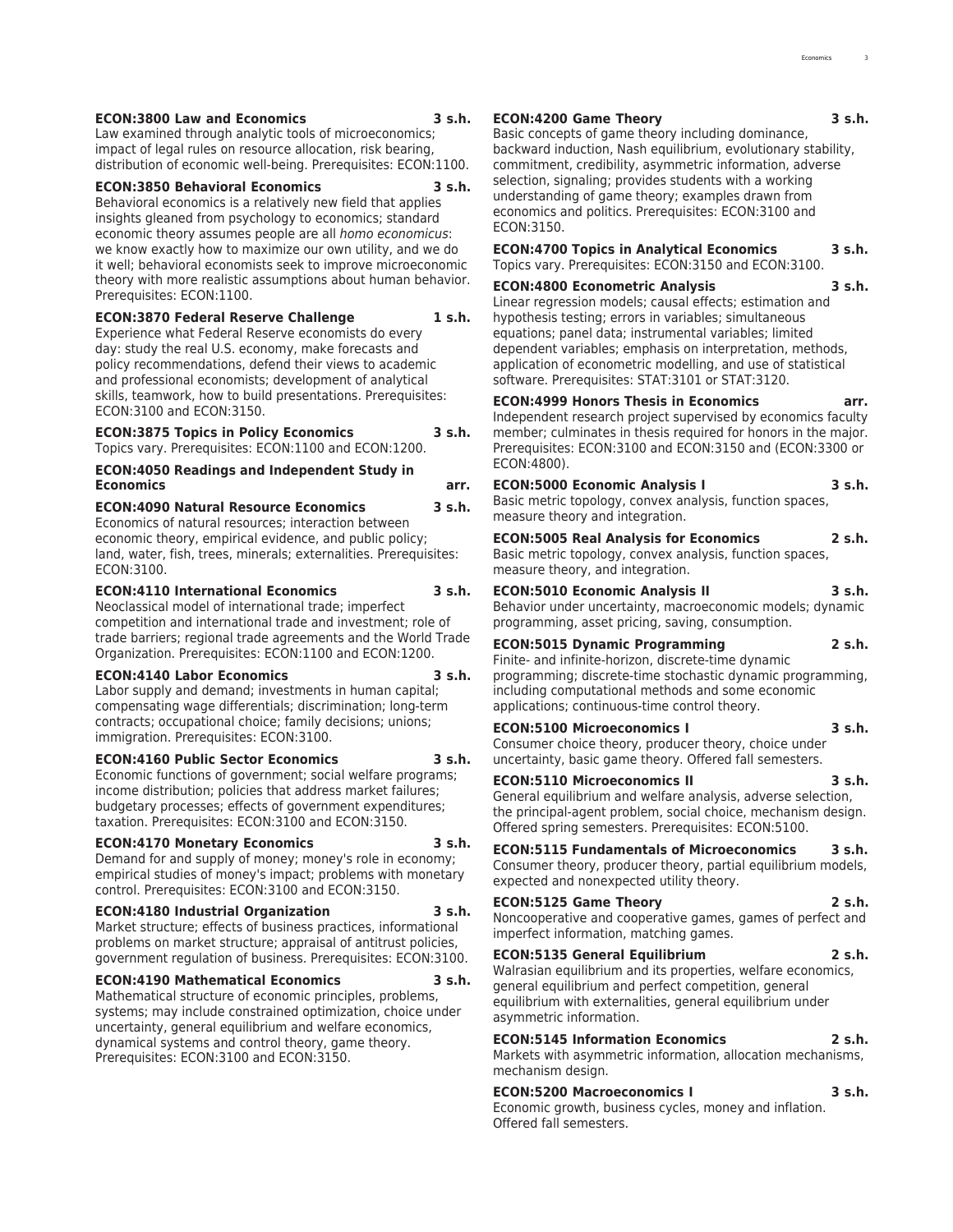**ECON:3800 Law and Economics** **3 s.h.**
Law examined through analytic tools of microeconomics; impact of legal rules on resource allocation, risk bearing, distribution of economic well-being. Prerequisites: ECON:1100.

**ECON:3850 Behavioral Economics** **3 s.h.**
Behavioral economics is a relatively new field that applies insights gleaned from psychology to economics; standard economic theory assumes people are all *homo economicus*: we know exactly how to maximize our own utility, and we do it well; behavioral economists seek to improve microeconomic theory with more realistic assumptions about human behavior. Prerequisites: ECON:1100.

**ECON:3870 Federal Reserve Challenge** **1 s.h.**
Experience what Federal Reserve economists do every day: study the real U.S. economy, make forecasts and policy recommendations, defend their views to academic and professional economists; development of analytical skills, teamwork, how to build presentations. Prerequisites: ECON:3100 and ECON:3150.

**ECON:3875 Topics in Policy Economics** **3 s.h.**
Topics vary. Prerequisites: ECON:1100 and ECON:1200.

**ECON:4050 Readings and Independent Study in Economics** **arr.**

**ECON:4090 Natural Resource Economics** **3 s.h.**
Economics of natural resources; interaction between economic theory, empirical evidence, and public policy; land, water, fish, trees, minerals; externalities. Prerequisites: ECON:3100.

**ECON:4110 International Economics** **3 s.h.**
Neoclassical model of international trade; imperfect competition and international trade and investment; role of trade barriers; regional trade agreements and the World Trade Organization. Prerequisites: ECON:1100 and ECON:1200.

**ECON:4140 Labor Economics** **3 s.h.**
Labor supply and demand; investments in human capital; compensating wage differentials; discrimination; long-term contracts; occupational choice; family decisions; unions; immigration. Prerequisites: ECON:3100.

**ECON:4160 Public Sector Economics** **3 s.h.**
Economic functions of government; social welfare programs; income distribution; policies that address market failures; budgetary processes; effects of government expenditures; taxation. Prerequisites: ECON:3100 and ECON:3150.

**ECON:4170 Monetary Economics** **3 s.h.**
Demand for and supply of money; money's role in economy; empirical studies of money's impact; problems with monetary control. Prerequisites: ECON:3100 and ECON:3150.

**ECON:4180 Industrial Organization** **3 s.h.**
Market structure; effects of business practices, informational problems on market structure; appraisal of antitrust policies, government regulation of business. Prerequisites: ECON:3100.

**ECON:4190 Mathematical Economics** **3 s.h.**
Mathematical structure of economic principles, problems, systems; may include constrained optimization, choice under uncertainty, general equilibrium and welfare economics, dynamical systems and control theory, game theory. Prerequisites: ECON:3100 and ECON:3150.

**ECON:4200 Game Theory** **3 s.h.**
Basic concepts of game theory including dominance, backward induction, Nash equilibrium, evolutionary stability, commitment, credibility, asymmetric information, adverse selection, signaling; provides students with a working understanding of game theory; examples drawn from economics and politics. Prerequisites: ECON:3100 and ECON:3150.

**ECON:4700 Topics in Analytical Economics** **3 s.h.**
Topics vary. Prerequisites: ECON:3150 and ECON:3100.

**ECON:4800 Econometric Analysis** **3 s.h.**
Linear regression models; causal effects; estimation and hypothesis testing; errors in variables; simultaneous equations; panel data; instrumental variables; limited dependent variables; emphasis on interpretation, methods, application of econometric modelling, and use of statistical software. Prerequisites: STAT:3101 or STAT:3120.

**ECON:4999 Honors Thesis in Economics** **arr.**
Independent research project supervised by economics faculty member; culminates in thesis required for honors in the major. Prerequisites: ECON:3100 and ECON:3150 and (ECON:3300 or ECON:4800).

**ECON:5000 Economic Analysis I** **3 s.h.**
Basic metric topology, convex analysis, function spaces, measure theory and integration.

**ECON:5005 Real Analysis for Economics** **2 s.h.**
Basic metric topology, convex analysis, function spaces, measure theory, and integration.

**ECON:5010 Economic Analysis II** **3 s.h.**
Behavior under uncertainty, macroeconomic models; dynamic programming, asset pricing, saving, consumption.

**ECON:5015 Dynamic Programming** **2 s.h.**
Finite- and infinite-horizon, discrete-time dynamic programming; discrete-time stochastic dynamic programming, including computational methods and some economic applications; continuous-time control theory.

**ECON:5100 Microeconomics I** **3 s.h.**
Consumer choice theory, producer theory, choice under uncertainty, basic game theory. Offered fall semesters.

**ECON:5110 Microeconomics II** **3 s.h.**
General equilibrium and welfare analysis, adverse selection, the principal-agent problem, social choice, mechanism design. Offered spring semesters. Prerequisites: ECON:5100.

**ECON:5115 Fundamentals of Microeconomics** **3 s.h.**
Consumer theory, producer theory, partial equilibrium models, expected and nonexpected utility theory.

**ECON:5125 Game Theory** **2 s.h.**
Noncooperative and cooperative games, games of perfect and imperfect information, matching games.

**ECON:5135 General Equilibrium** **2 s.h.**
Walrasian equilibrium and its properties, welfare economics, general equilibrium and perfect competition, general equilibrium with externalities, general equilibrium under asymmetric information.

**ECON:5145 Information Economics** **2 s.h.**
Markets with asymmetric information, allocation mechanisms, mechanism design.

**ECON:5200 Macroeconomics I** **3 s.h.**
Economic growth, business cycles, money and inflation. Offered fall semesters.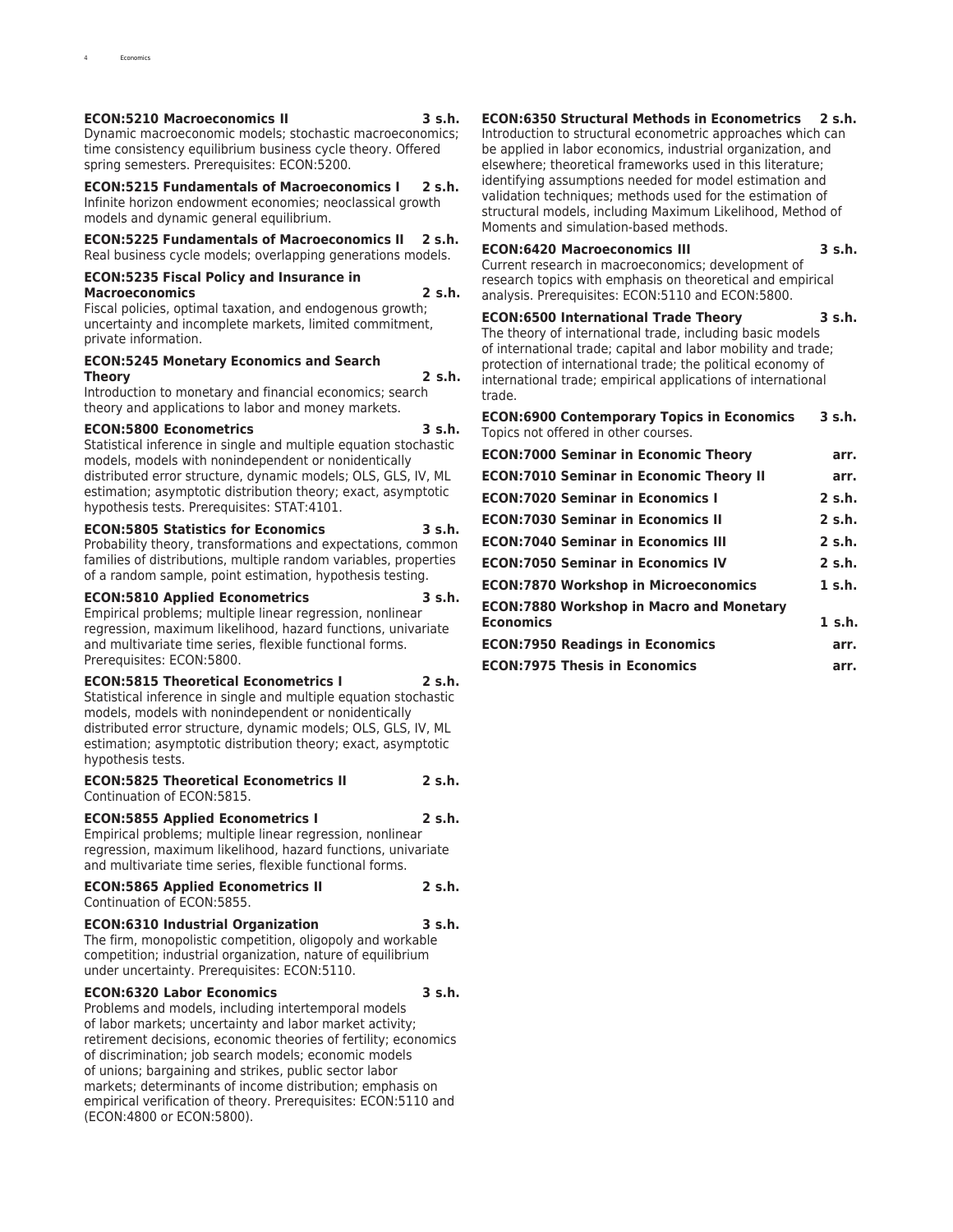**ECON:5210 Macroeconomics II 3 s.h.**
Dynamic macroeconomic models; stochastic macroeconomics; time consistency equilibrium business cycle theory. Offered spring semesters. Prerequisites: ECON:5200.

**ECON:5215 Fundamentals of Macroeconomics I 2 s.h.**
Infinite horizon endowment economies; neoclassical growth models and dynamic general equilibrium.

**ECON:5225 Fundamentals of Macroeconomics II 2 s.h.**
Real business cycle models; overlapping generations models.

**ECON:5235 Fiscal Policy and Insurance in Macroeconomics 2 s.h.**
Fiscal policies, optimal taxation, and endogenous growth; uncertainty and incomplete markets, limited commitment, private information.

**ECON:5245 Monetary Economics and Search Theory 2 s.h.**
Introduction to monetary and financial economics; search theory and applications to labor and money markets.

**ECON:5800 Econometrics 3 s.h.**
Statistical inference in single and multiple equation stochastic models, models with nonindependent or nonidentically distributed error structure, dynamic models; OLS, GLS, IV, ML estimation; asymptotic distribution theory; exact, asymptotic hypothesis tests. Prerequisites: STAT:4101.

**ECON:5805 Statistics for Economics 3 s.h.**
Probability theory, transformations and expectations, common families of distributions, multiple random variables, properties of a random sample, point estimation, hypothesis testing.

**ECON:5810 Applied Econometrics 3 s.h.**
Empirical problems; multiple linear regression, nonlinear regression, maximum likelihood, hazard functions, univariate and multivariate time series, flexible functional forms. Prerequisites: ECON:5800.

**ECON:5815 Theoretical Econometrics I 2 s.h.**
Statistical inference in single and multiple equation stochastic models, models with nonindependent or nonidentically distributed error structure, dynamic models; OLS, GLS, IV, ML estimation; asymptotic distribution theory; exact, asymptotic hypothesis tests.

**ECON:5825 Theoretical Econometrics II 2 s.h.**
Continuation of ECON:5815.

**ECON:5855 Applied Econometrics I 2 s.h.**
Empirical problems; multiple linear regression, nonlinear regression, maximum likelihood, hazard functions, univariate and multivariate time series, flexible functional forms.

**ECON:5865 Applied Econometrics II 2 s.h.**
Continuation of ECON:5855.

**ECON:6310 Industrial Organization 3 s.h.**
The firm, monopolistic competition, oligopoly and workable competition; industrial organization, nature of equilibrium under uncertainty. Prerequisites: ECON:5110.

**ECON:6320 Labor Economics 3 s.h.**
Problems and models, including intertemporal models of labor markets; uncertainty and labor market activity; retirement decisions, economic theories of fertility; economics of discrimination; job search models; economic models of unions; bargaining and strikes, public sector labor markets; determinants of income distribution; emphasis on empirical verification of theory. Prerequisites: ECON:5110 and (ECON:4800 or ECON:5800).

**ECON:6350 Structural Methods in Econometrics 2 s.h.**
Introduction to structural econometric approaches which can be applied in labor economics, industrial organization, and elsewhere; theoretical frameworks used in this literature; identifying assumptions needed for model estimation and validation techniques; methods used for the estimation of structural models, including Maximum Likelihood, Method of Moments and simulation-based methods.

**ECON:6420 Macroeconomics III 3 s.h.**
Current research in macroeconomics; development of research topics with emphasis on theoretical and empirical analysis. Prerequisites: ECON:5110 and ECON:5800.

**ECON:6500 International Trade Theory 3 s.h.**
The theory of international trade, including basic models of international trade; capital and labor mobility and trade; protection of international trade; the political economy of international trade; empirical applications of international trade.

**ECON:6900 Contemporary Topics in Economics 3 s.h.**
Topics not offered in other courses.

**ECON:7000 Seminar in Economic Theory arr.**

**ECON:7010 Seminar in Economic Theory II arr.**

**ECON:7020 Seminar in Economics I 2 s.h.**

**ECON:7030 Seminar in Economics II 2 s.h.**

**ECON:7040 Seminar in Economics III 2 s.h.**

**ECON:7050 Seminar in Economics IV 2 s.h.**

**ECON:7870 Workshop in Microeconomics 1 s.h.**

**ECON:7880 Workshop in Macro and Monetary Economics 1 s.h.**

**ECON:7950 Readings in Economics arr.**

**ECON:7975 Thesis in Economics arr.**